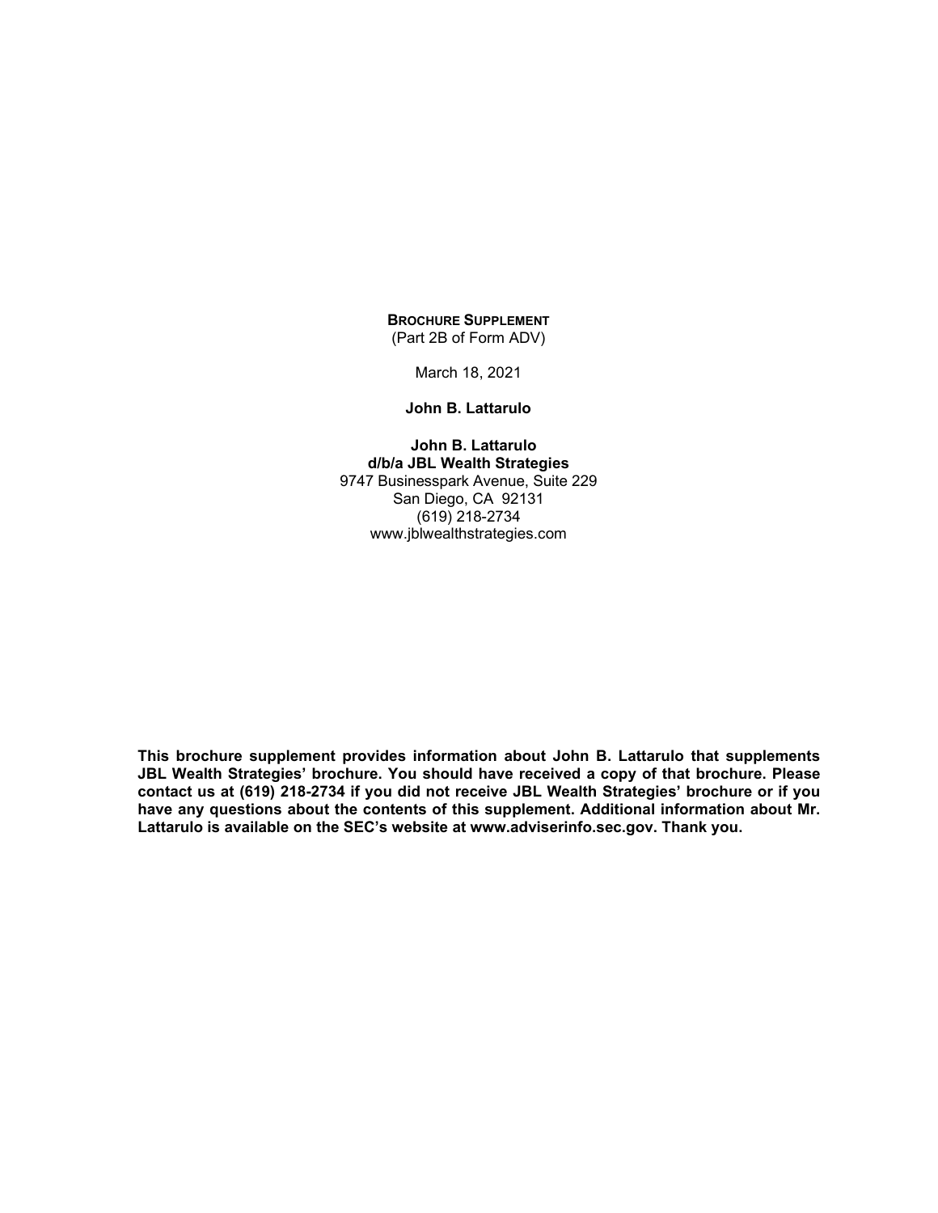**BROCHURE SUPPLEMENT**
(Part 2B of Form ADV)

March 18, 2021

**John B. Lattarulo**

**John B. Lattarulo**
**d/b/a JBL Wealth Strategies**
9747 Businesspark Avenue, Suite 229
San Diego, CA 92131
(619) 218-2734
www.jblwealthstrategies.com

**This brochure supplement provides information about John B. Lattarulo that supplements JBL Wealth Strategies' brochure. You should have received a copy of that brochure. Please contact us at (619) 218-2734 if you did not receive JBL Wealth Strategies' brochure or if you have any questions about the contents of this supplement. Additional information about Mr. Lattarulo is available on the SEC's website at www.adviserinfo.sec.gov. Thank you.**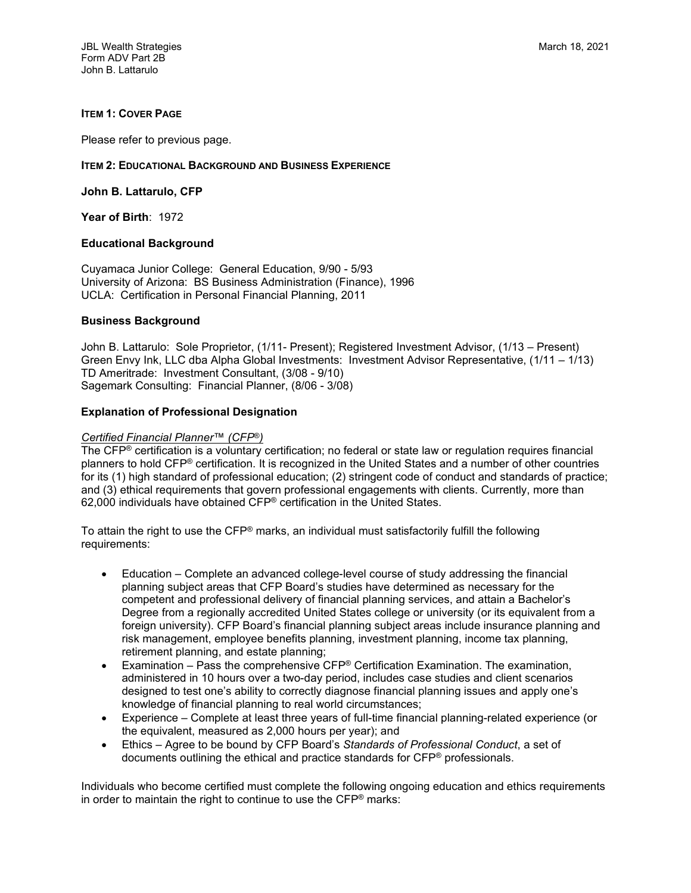**ITEM 1: COVER PAGE**

Please refer to previous page.

**ITEM 2: EDUCATIONAL BACKGROUND AND BUSINESS EXPERIENCE**

**John B. Lattarulo, CFP**

**Year of Birth**: 1972

**Educational Background**

Cuyamaca Junior College: General Education, 9/90 - 5/93
University of Arizona: BS Business Administration (Finance), 1996
UCLA: Certification in Personal Financial Planning, 2011

**Business Background**

John B. Lattarulo: Sole Proprietor, (1/11- Present); Registered Investment Advisor, (1/13 – Present)
Green Envy Ink, LLC dba Alpha Global Investments: Investment Advisor Representative, (1/11 – 1/13)
TD Ameritrade: Investment Consultant, (3/08 - 9/10)
Sagemark Consulting: Financial Planner, (8/06 - 3/08)

**Explanation of Professional Designation**

*Certified Financial Planner™ (CFP®)*

The CFP® certification is a voluntary certification; no federal or state law or regulation requires financial planners to hold CFP® certification. It is recognized in the United States and a number of other countries for its (1) high standard of professional education; (2) stringent code of conduct and standards of practice; and (3) ethical requirements that govern professional engagements with clients. Currently, more than 62,000 individuals have obtained CFP® certification in the United States.

To attain the right to use the CFP® marks, an individual must satisfactorily fulfill the following requirements:

- Education – Complete an advanced college-level course of study addressing the financial planning subject areas that CFP Board's studies have determined as necessary for the competent and professional delivery of financial planning services, and attain a Bachelor's Degree from a regionally accredited United States college or university (or its equivalent from a foreign university). CFP Board's financial planning subject areas include insurance planning and risk management, employee benefits planning, investment planning, income tax planning, retirement planning, and estate planning;
- Examination – Pass the comprehensive CFP® Certification Examination. The examination, administered in 10 hours over a two-day period, includes case studies and client scenarios designed to test one's ability to correctly diagnose financial planning issues and apply one's knowledge of financial planning to real world circumstances;
- Experience – Complete at least three years of full-time financial planning-related experience (or the equivalent, measured as 2,000 hours per year); and
- Ethics – Agree to be bound by CFP Board's *Standards of Professional Conduct*, a set of documents outlining the ethical and practice standards for CFP® professionals.

Individuals who become certified must complete the following ongoing education and ethics requirements in order to maintain the right to continue to use the CFP® marks: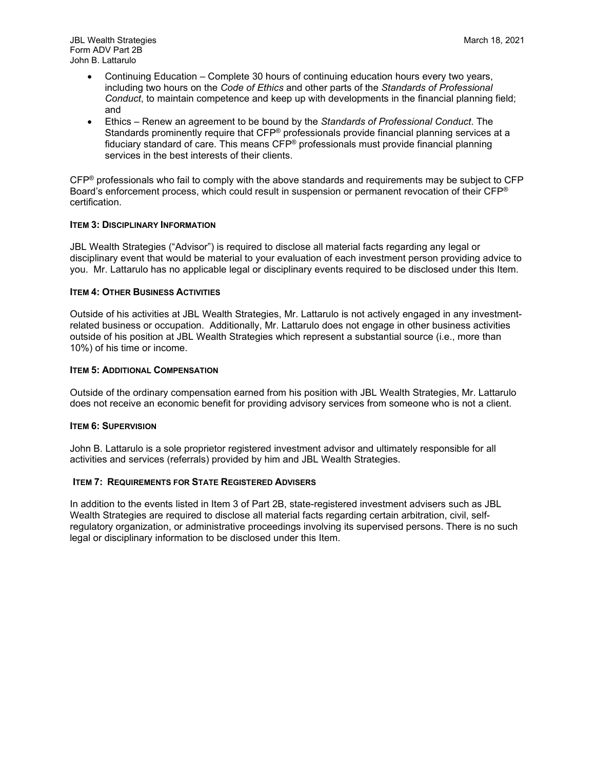- Continuing Education – Complete 30 hours of continuing education hours every two years, including two hours on the *Code of Ethics* and other parts of the *Standards of Professional Conduct*, to maintain competence and keep up with developments in the financial planning field; and
- Ethics – Renew an agreement to be bound by the *Standards of Professional Conduct*. The Standards prominently require that CFP® professionals provide financial planning services at a fiduciary standard of care. This means CFP® professionals must provide financial planning services in the best interests of their clients.

CFP® professionals who fail to comply with the above standards and requirements may be subject to CFP Board's enforcement process, which could result in suspension or permanent revocation of their CFP® certification.

### ITEM 3: DISCIPLINARY INFORMATION

JBL Wealth Strategies ("Advisor") is required to disclose all material facts regarding any legal or disciplinary event that would be material to your evaluation of each investment person providing advice to you. Mr. Lattarulo has no applicable legal or disciplinary events required to be disclosed under this Item.

### ITEM 4: OTHER BUSINESS ACTIVITIES

Outside of his activities at JBL Wealth Strategies, Mr. Lattarulo is not actively engaged in any investment-related business or occupation. Additionally, Mr. Lattarulo does not engage in other business activities outside of his position at JBL Wealth Strategies which represent a substantial source (i.e., more than 10%) of his time or income.

### ITEM 5: ADDITIONAL COMPENSATION

Outside of the ordinary compensation earned from his position with JBL Wealth Strategies, Mr. Lattarulo does not receive an economic benefit for providing advisory services from someone who is not a client.

### ITEM 6: SUPERVISION

John B. Lattarulo is a sole proprietor registered investment advisor and ultimately responsible for all activities and services (referrals) provided by him and JBL Wealth Strategies.

### ITEM 7: REQUIREMENTS FOR STATE REGISTERED ADVISERS

In addition to the events listed in Item 3 of Part 2B, state-registered investment advisers such as JBL Wealth Strategies are required to disclose all material facts regarding certain arbitration, civil, self-regulatory organization, or administrative proceedings involving its supervised persons. There is no such legal or disciplinary information to be disclosed under this Item.